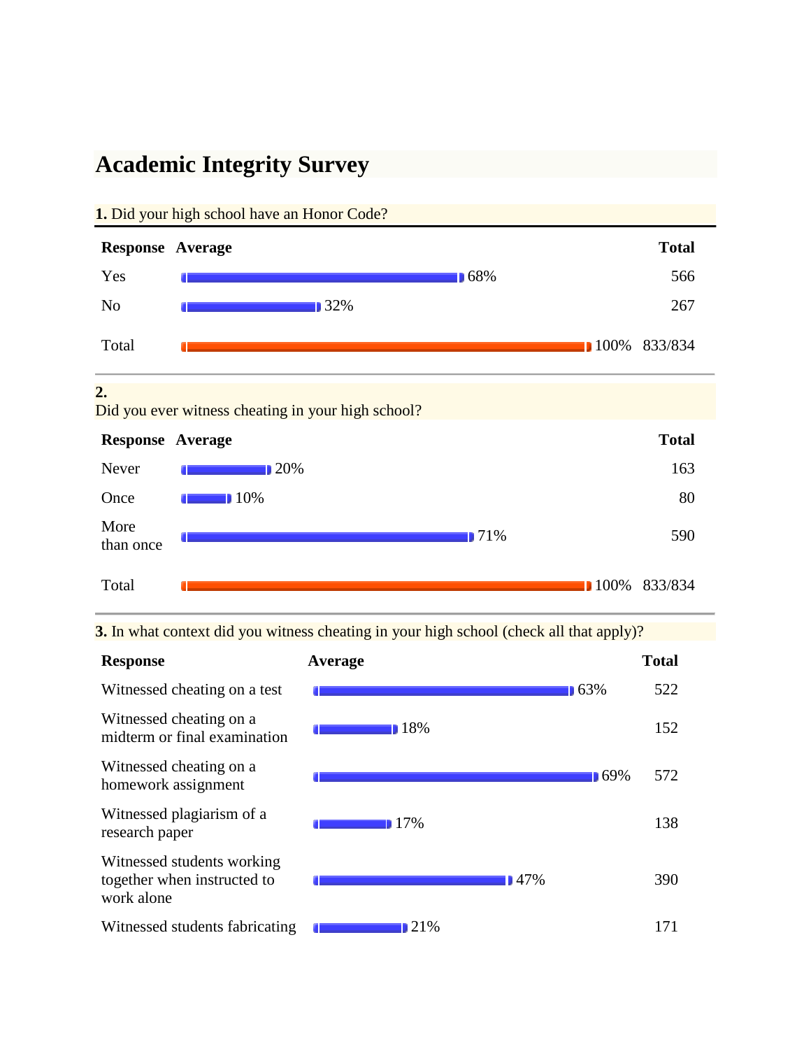# Academic Integrity Survey

**1.** Did your high school have an Honor Code?

| Response | Average | Total |
|---|---|---|
| Yes | 68% | 566 |
| No | 32% | 267 |
| Total | 100% | 833/834 |

**2.**
Did you ever witness cheating in your high school?

| Response | Average | Total |
|---|---|---|
| Never | 20% | 163 |
| Once | 10% | 80 |
| More than once | 71% | 590 |
| Total | 100% | 833/834 |

**3.** In what context did you witness cheating in your high school (check all that apply)?

| Response | Average | Total |
|---|---|---|
| Witnessed cheating on a test | 63% | 522 |
| Witnessed cheating on a midterm or final examination | 18% | 152 |
| Witnessed cheating on a homework assignment | 69% | 572 |
| Witnessed plagiarism of a research paper | 17% | 138 |
| Witnessed students working together when instructed to work alone | 47% | 390 |
| Witnessed students fabricating | 21% | 171 |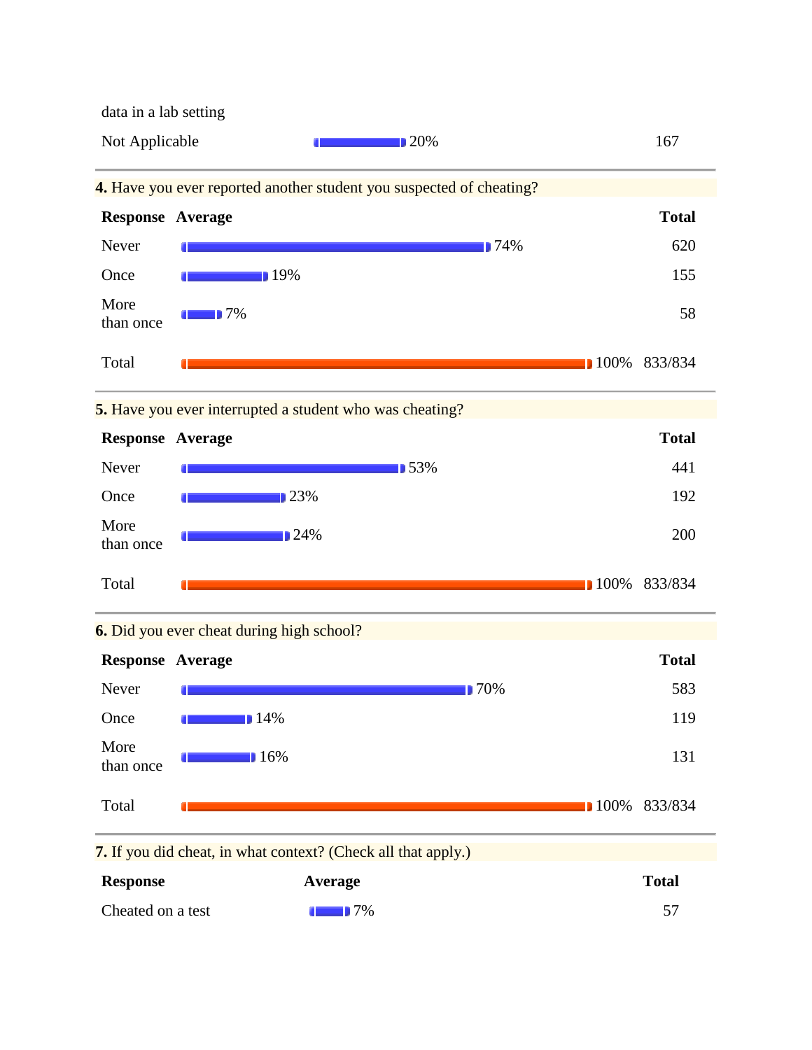| | | |
|---|---|---|
| data in a lab setting | | |
| Not Applicable | 20% | 167 |

**4.** Have you ever reported another student you suspected of cheating?

| Response | Average | Total |
|---|---|---|
| Never | 74% | 620 |
| Once | 19% | 155 |
| More than once | 7% | 58 |
| Total | 100% | 833/834 |

**5.** Have you ever interrupted a student who was cheating?

| Response | Average | Total |
|---|---|---|
| Never | 53% | 441 |
| Once | 23% | 192 |
| More than once | 24% | 200 |
| Total | 100% | 833/834 |

**6.** Did you ever cheat during high school?

| Response | Average | Total |
|---|---|---|
| Never | 70% | 583 |
| Once | 14% | 119 |
| More than once | 16% | 131 |
| Total | 100% | 833/834 |

**7.** If you did cheat, in what context? (Check all that apply.)

| Response | Average | Total |
|---|---|---|
| Cheated on a test | 7% | 57 |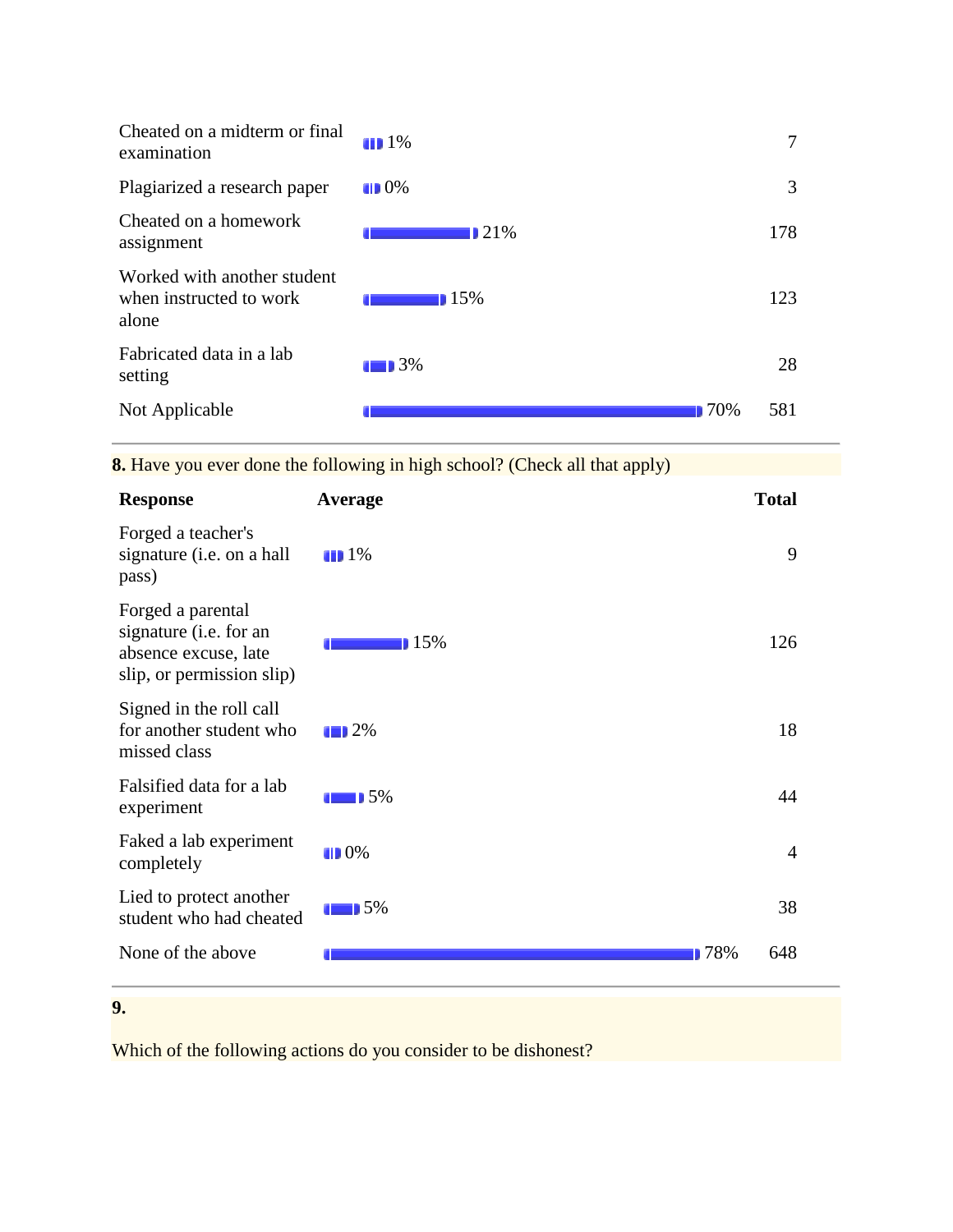| | | |
|---|---|---|
| Cheated on a midterm or final examination | 1% | 7 |
| Plagiarized a research paper | 0% | 3 |
| Cheated on a homework assignment | 21% | 178 |
| Worked with another student when instructed to work alone | 15% | 123 |
| Fabricated data in a lab setting | 3% | 28 |
| Not Applicable | 70% | 581 |

**8.** Have you ever done the following in high school? (Check all that apply)

| Response | Average | Total |
|---|---|---|
| Forged a teacher's signature (i.e. on a hall pass) | 1% | 9 |
| Forged a parental signature (i.e. for an absence excuse, late slip, or permission slip) | 15% | 126 |
| Signed in the roll call for another student who missed class | 2% | 18 |
| Falsified data for a lab experiment | 5% | 44 |
| Faked a lab experiment completely | 0% | 4 |
| Lied to protect another student who had cheated | 5% | 38 |
| None of the above | 78% | 648 |

**9.**

Which of the following actions do you consider to be dishonest?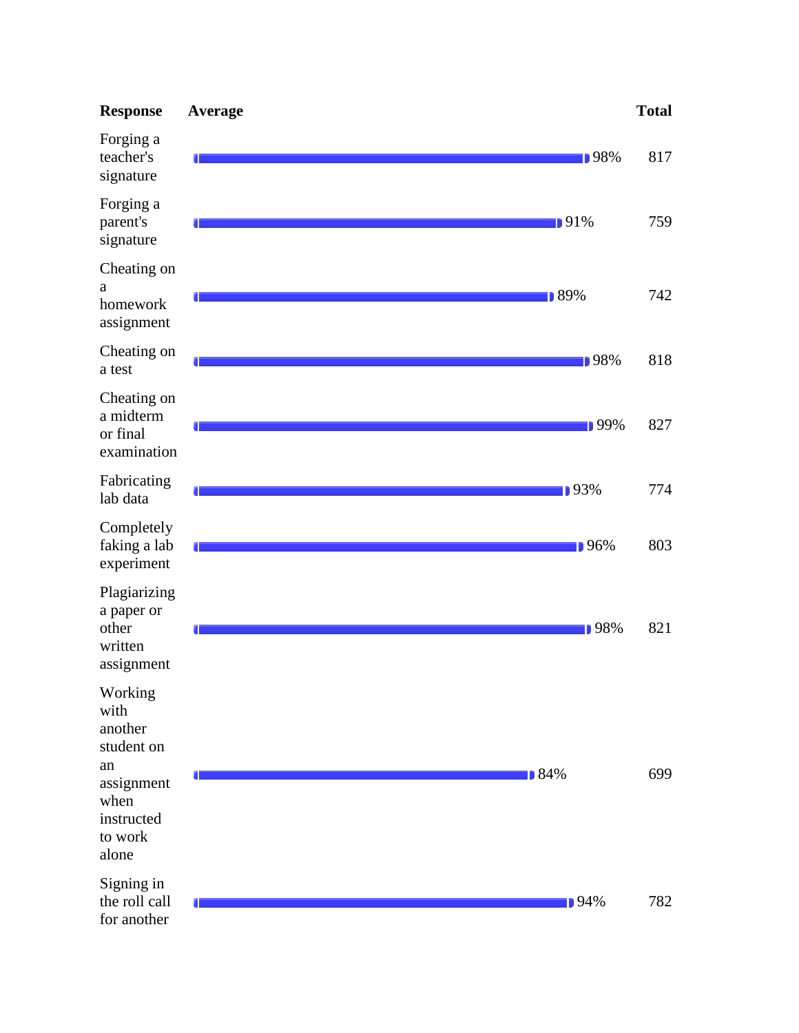| Response | Average | Total |
|---|---|---|
| Forging a teacher's signature | 98% | 817 |
| Forging a parent's signature | 91% | 759 |
| Cheating on a homework assignment | 89% | 742 |
| Cheating on a test | 98% | 818 |
| Cheating on a midterm or final examination | 99% | 827 |
| Fabricating lab data | 93% | 774 |
| Completely faking a lab experiment | 96% | 803 |
| Plagiarizing a paper or other written assignment | 98% | 821 |
| Working with another student on an assignment when instructed to work alone | 84% | 699 |
| Signing in the roll call for another | 94% | 782 |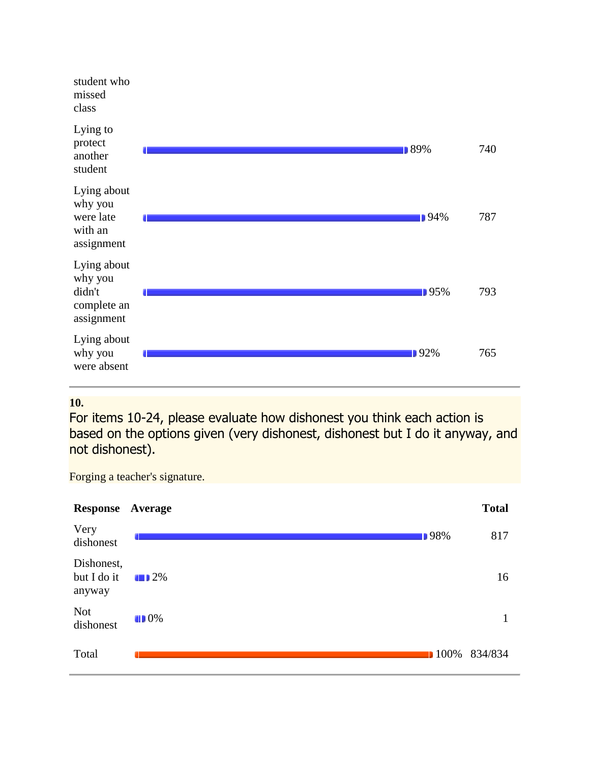| | | |
|---|---|---|
| student who missed class | | |
| Lying to protect another student | 89% | 740 |
| Lying about why you were late with an assignment | 94% | 787 |
| Lying about why you didn't complete an assignment | 95% | 793 |
| Lying about why you were absent | 92% | 765 |

**10.**

For items 10-24, please evaluate how dishonest you think each action is based on the options given (very dishonest, dishonest but I do it anyway, and not dishonest).

Forging a teacher's signature.

| Response | Average | Total |
|---|---|---|
| Very dishonest | 98% | 817 |
| Dishonest, but I do it anyway | 2% | 16 |
| Not dishonest | 0% | 1 |
| Total | 100% | 834/834 |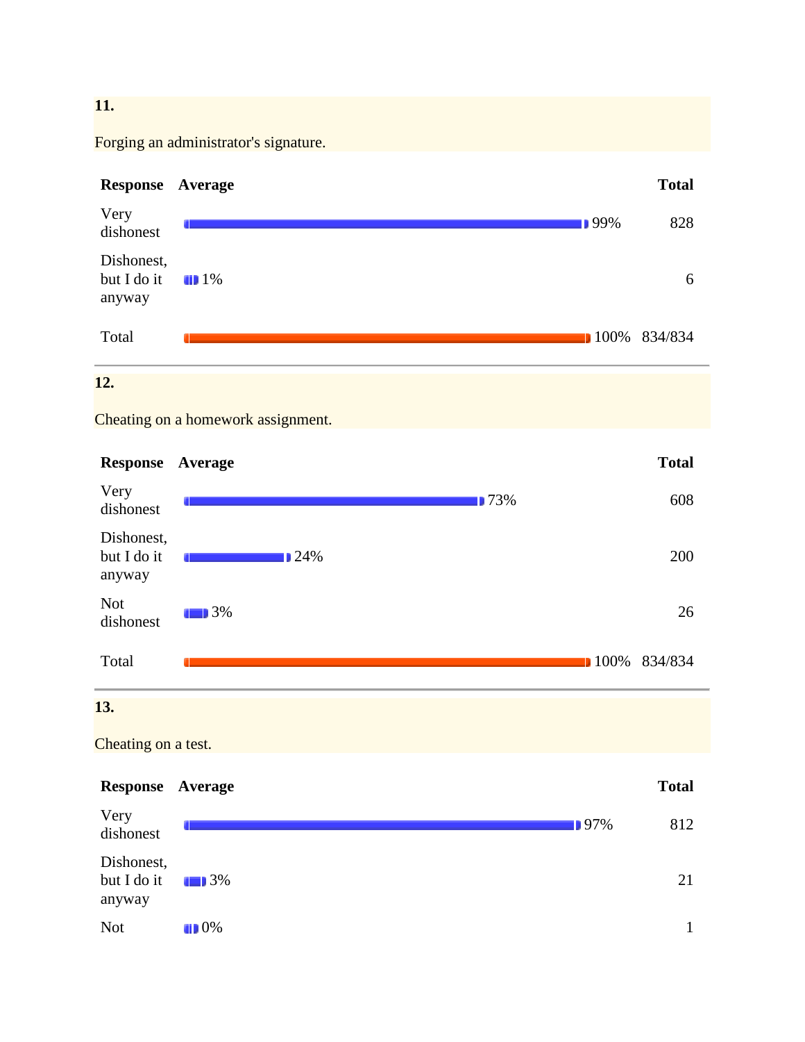**11.**

Forging an administrator's signature.

| Response | Average | Total |
|---|---|---|
| Very dishonest | 99% | 828 |
| Dishonest, but I do it anyway | 1% | 6 |
| Total | 100% | 834/834 |

**12.**

Cheating on a homework assignment.

| Response | Average | Total |
|---|---|---|
| Very dishonest | 73% | 608 |
| Dishonest, but I do it anyway | 24% | 200 |
| Not dishonest | 3% | 26 |
| Total | 100% | 834/834 |

**13.**

Cheating on a test.

| Response | Average | Total |
|---|---|---|
| Very dishonest | 97% | 812 |
| Dishonest, but I do it anyway | 3% | 21 |
| Not | 0% | 1 |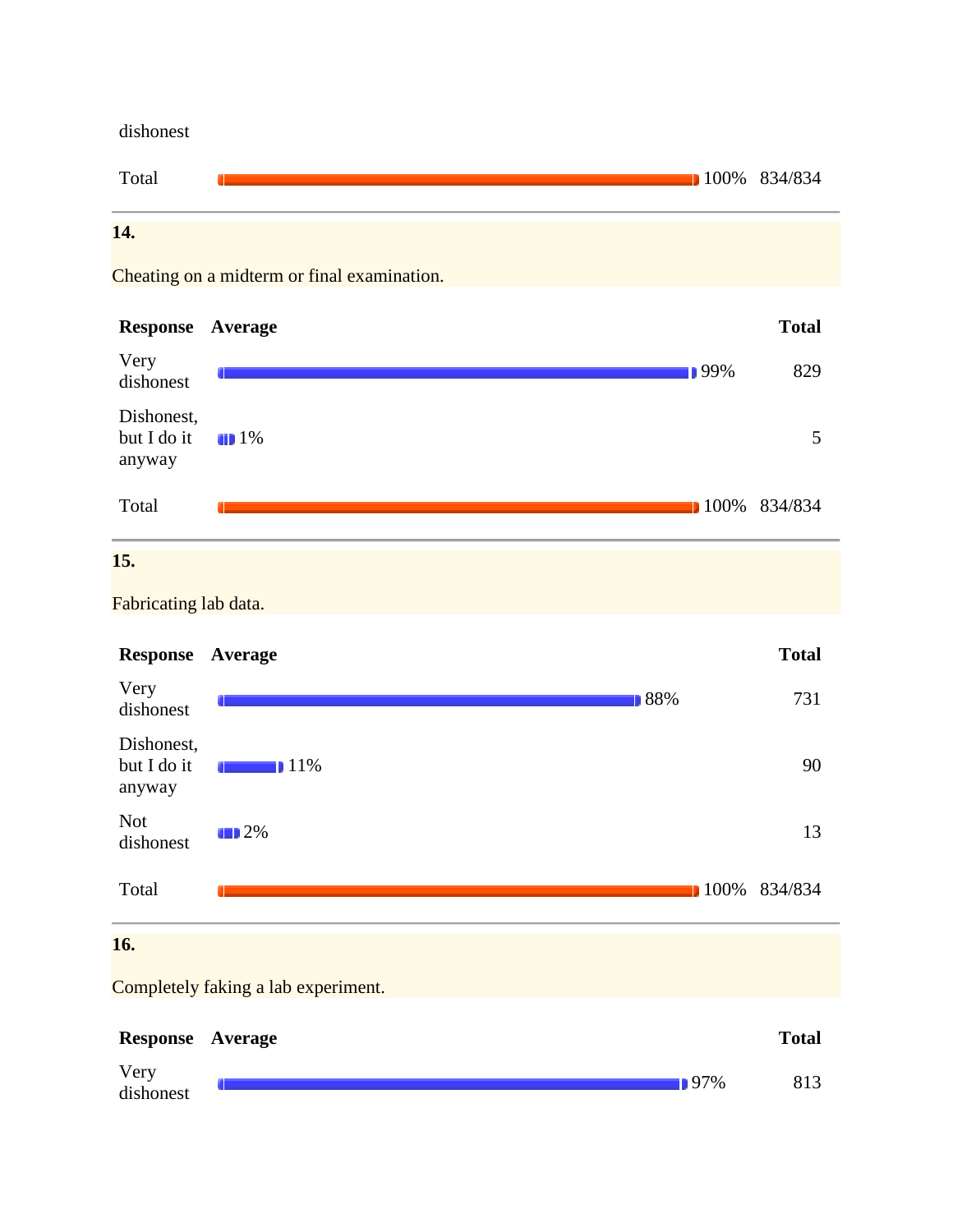| Response | Average | | Total |
|---|---|---|---|
| dishonest | | | |
| Total | | 100% | 834/834 |

**14.**

Cheating on a midterm or final examination.

| Response | Average | Total |
|---|---|---|
| Very dishonest | 99% | 829 |
| Dishonest, but I do it anyway | 1% | 5 |
| Total | 100% | 834/834 |

**15.**

Fabricating lab data.

| Response | Average | Total |
|---|---|---|
| Very dishonest | 88% | 731 |
| Dishonest, but I do it anyway | 11% | 90 |
| Not dishonest | 2% | 13 |
| Total | 100% | 834/834 |

**16.**

Completely faking a lab experiment.

| Response | Average | Total |
|---|---|---|
| Very dishonest | 97% | 813 |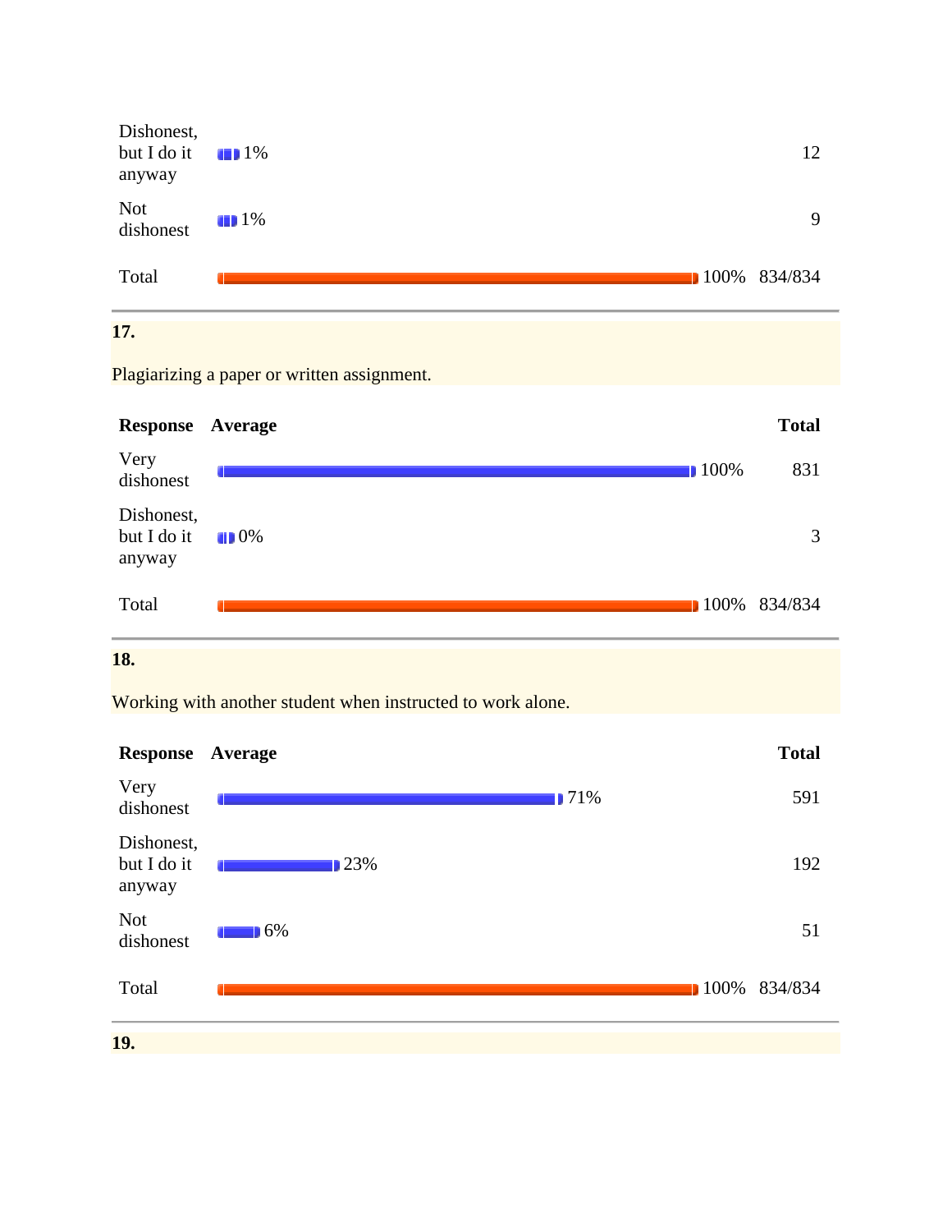| Response | Average | Total |
|---|---|---|
| Dishonest, but I do it anyway | 1% | 12 |
| Not dishonest | 1% | 9 |
| Total | 100% | 834/834 |

**17.**

Plagiarizing a paper or written assignment.

| Response | Average | Total |
|---|---|---|
| Very dishonest | 100% | 831 |
| Dishonest, but I do it anyway | 0% | 3 |
| Total | 100% | 834/834 |

**18.**

Working with another student when instructed to work alone.

| Response | Average | Total |
|---|---|---|
| Very dishonest | 71% | 591 |
| Dishonest, but I do it anyway | 23% | 192 |
| Not dishonest | 6% | 51 |
| Total | 100% | 834/834 |

**19.**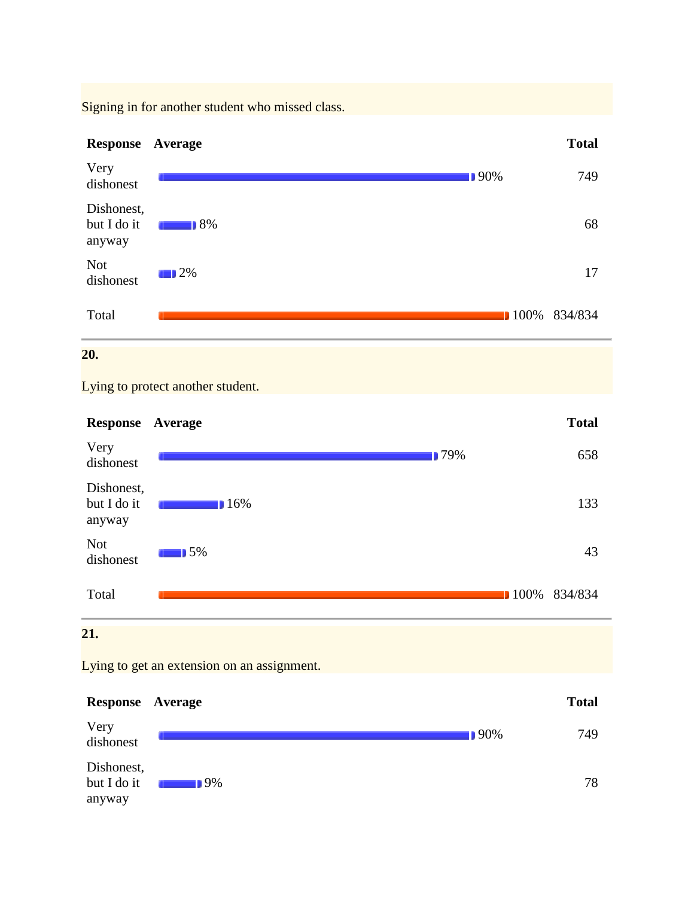Signing in for another student who missed class.

| Response | Average | Total |
|---|---|---|
| Very dishonest | 90% | 749 |
| Dishonest, but I do it anyway | 8% | 68 |
| Not dishonest | 2% | 17 |
| Total | 100% | 834/834 |

**20.**

Lying to protect another student.

| Response | Average | Total |
|---|---|---|
| Very dishonest | 79% | 658 |
| Dishonest, but I do it anyway | 16% | 133 |
| Not dishonest | 5% | 43 |
| Total | 100% | 834/834 |

**21.**

Lying to get an extension on an assignment.

| Response | Average | Total |
|---|---|---|
| Very dishonest | 90% | 749 |
| Dishonest, but I do it anyway | 9% | 78 |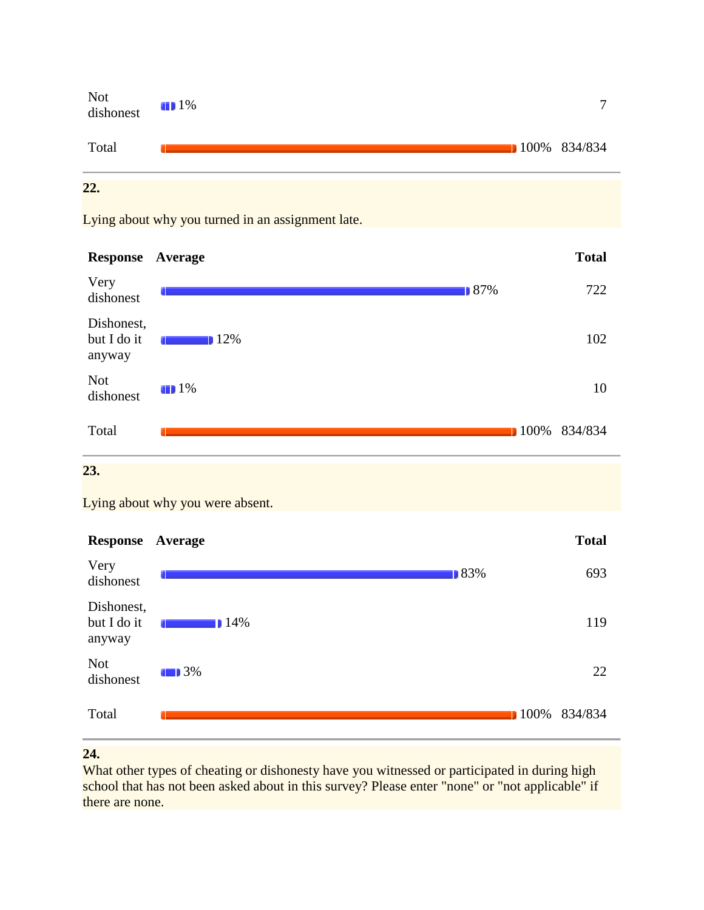| | | |
|---|---|---|
| Not dishonest | 1% | 7 |
| Total | 100% | 834/834 |

**22.**

Lying about why you turned in an assignment late.

| Response | Average | Total |
|---|---|---|
| Very dishonest | 87% | 722 |
| Dishonest, but I do it anyway | 12% | 102 |
| Not dishonest | 1% | 10 |
| Total | 100% | 834/834 |

**23.**

Lying about why you were absent.

| Response | Average | Total |
|---|---|---|
| Very dishonest | 83% | 693 |
| Dishonest, but I do it anyway | 14% | 119 |
| Not dishonest | 3% | 22 |
| Total | 100% | 834/834 |

**24.**

What other types of cheating or dishonesty have you witnessed or participated in during high school that has not been asked about in this survey? Please enter "none" or "not applicable" if there are none.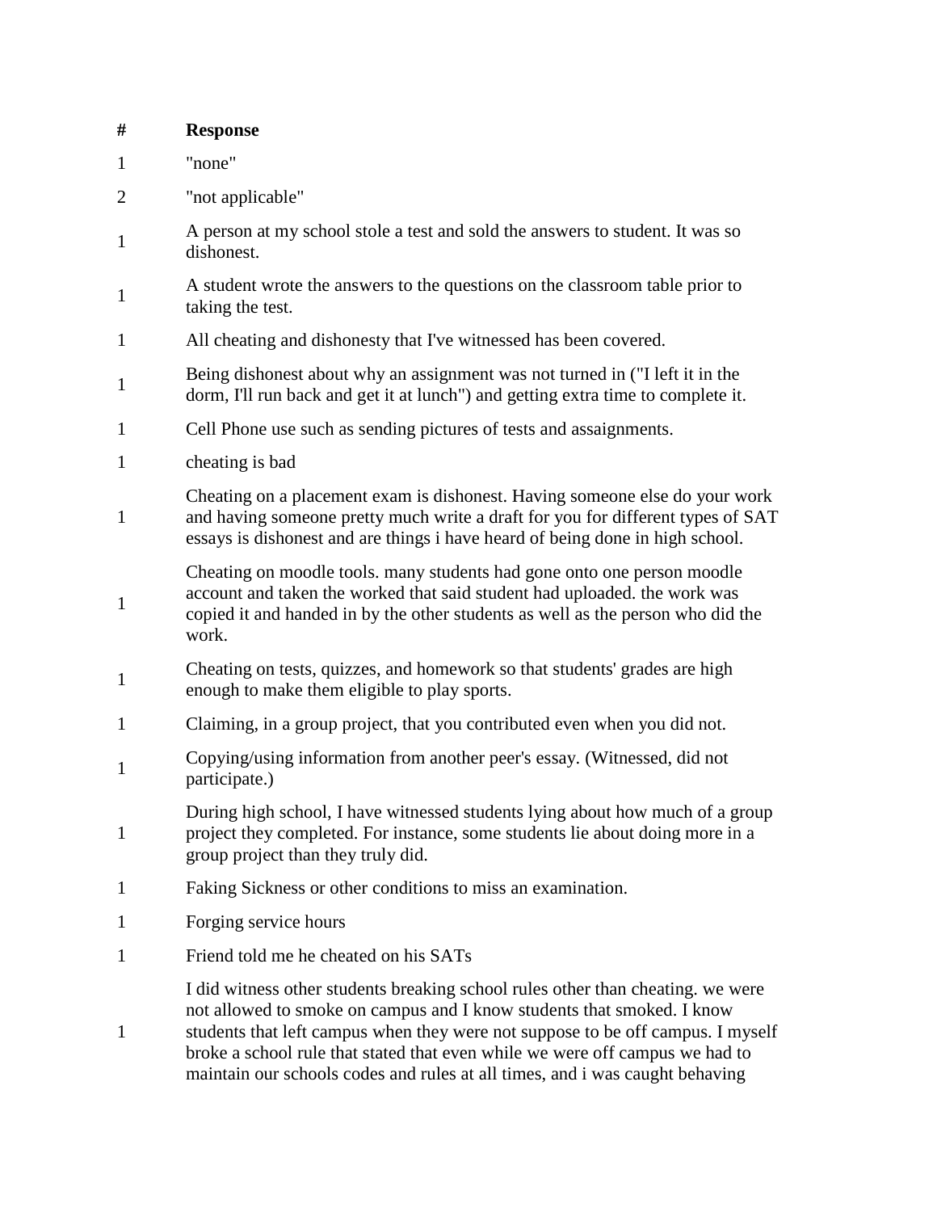| # | Response |
| --- | --- |
| 1 | "none" |
| 2 | "not applicable" |
| 1 | A person at my school stole a test and sold the answers to student. It was so dishonest. |
| 1 | A student wrote the answers to the questions on the classroom table prior to taking the test. |
| 1 | All cheating and dishonesty that I've witnessed has been covered. |
| 1 | Being dishonest about why an assignment was not turned in ("I left it in the dorm, I'll run back and get it at lunch") and getting extra time to complete it. |
| 1 | Cell Phone use such as sending pictures of tests and assaignments. |
| 1 | cheating is bad |
| 1 | Cheating on a placement exam is dishonest. Having someone else do your work and having someone pretty much write a draft for you for different types of SAT essays is dishonest and are things i have heard of being done in high school. |
| 1 | Cheating on moodle tools. many students had gone onto one person moodle account and taken the worked that said student had uploaded. the work was copied it and handed in by the other students as well as the person who did the work. |
| 1 | Cheating on tests, quizzes, and homework so that students' grades are high enough to make them eligible to play sports. |
| 1 | Claiming, in a group project, that you contributed even when you did not. |
| 1 | Copying/using information from another peer's essay. (Witnessed, did not participate.) |
| 1 | During high school, I have witnessed students lying about how much of a group project they completed. For instance, some students lie about doing more in a group project than they truly did. |
| 1 | Faking Sickness or other conditions to miss an examination. |
| 1 | Forging service hours |
| 1 | Friend told me he cheated on his SATs |
| 1 | I did witness other students breaking school rules other than cheating. we were not allowed to smoke on campus and I know students that smoked. I know students that left campus when they were not suppose to be off campus. I myself broke a school rule that stated that even while we were off campus we had to maintain our schools codes and rules at all times, and i was caught behaving |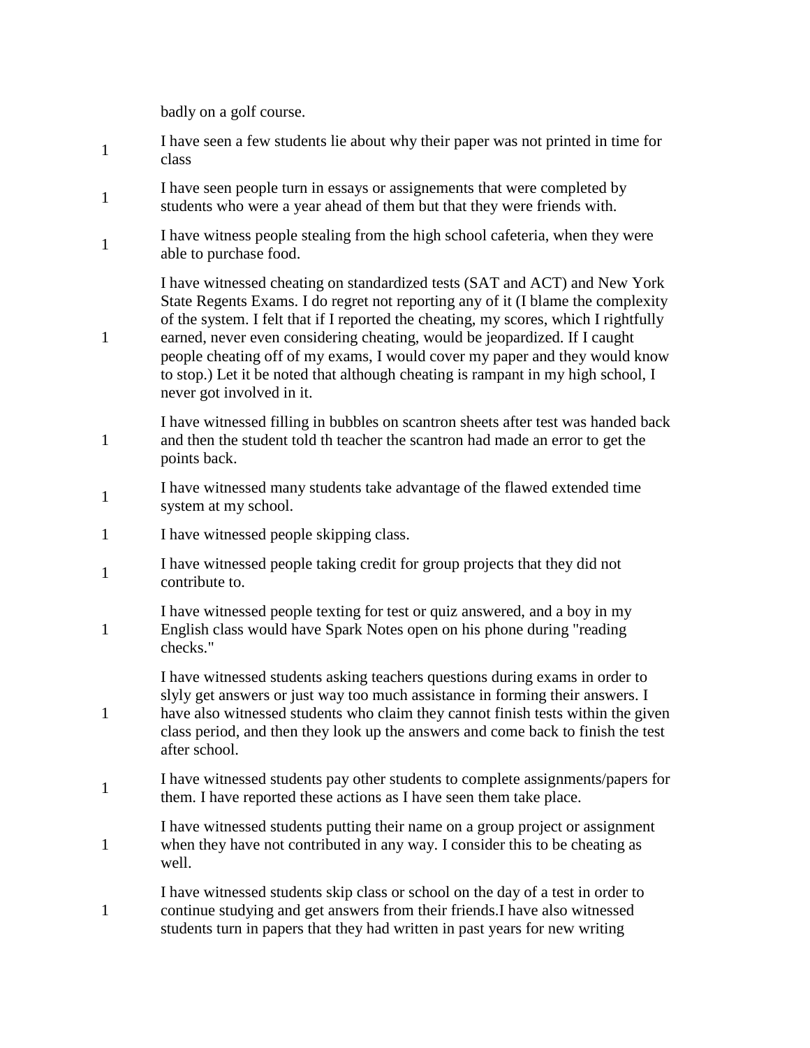| | badly on a golf course. |
|---|---|
| 1 | I have seen a few students lie about why their paper was not printed in time for class |
| 1 | I have seen people turn in essays or assigenements that were completed by students who were a year ahead of them but that they were friends with. |
| 1 | I have witness people stealing from the high school cafeteria, when they were able to purchase food. |
| 1 | I have witnessed cheating on standardized tests (SAT and ACT) and New York State Regents Exams. I do regret not reporting any of it (I blame the complexity of the system. I felt that if I reported the cheating, my scores, which I rightfully earned, never even considering cheating, would be jeopardized. If I caught people cheating off of my exams, I would cover my paper and they would know to stop.) Let it be noted that although cheating is rampant in my high school, I never got involved in it. |
| 1 | I have witnessed filling in bubbles on scantron sheets after test was handed back and then the student told th teacher the scantron had made an error to get the points back. |
| 1 | I have witnessed many students take advantage of the flawed extended time system at my school. |
| 1 | I have witnessed people skipping class. |
| 1 | I have witnessed people taking credit for group projects that they did not contribute to. |
| 1 | I have witnessed people texting for test or quiz answered, and a boy in my English class would have Spark Notes open on his phone during "reading checks." |
| 1 | I have witnessed students asking teachers questions during exams in order to slyly get answers or just way too much assistance in forming their answers. I have also witnessed students who claim they cannot finish tests within the given class period, and then they look up the answers and come back to finish the test after school. |
| 1 | I have witnessed students pay other students to complete assignments/papers for them. I have reported these actions as I have seen them take place. |
| 1 | I have witnessed students putting their name on a group project or assignment when they have not contributed in any way. I consider this to be cheating as well. |
| 1 | I have witnessed students skip class or school on the day of a test in order to continue studying and get answers from their friends.I have also witnessed students turn in papers that they had written in past years for new writing |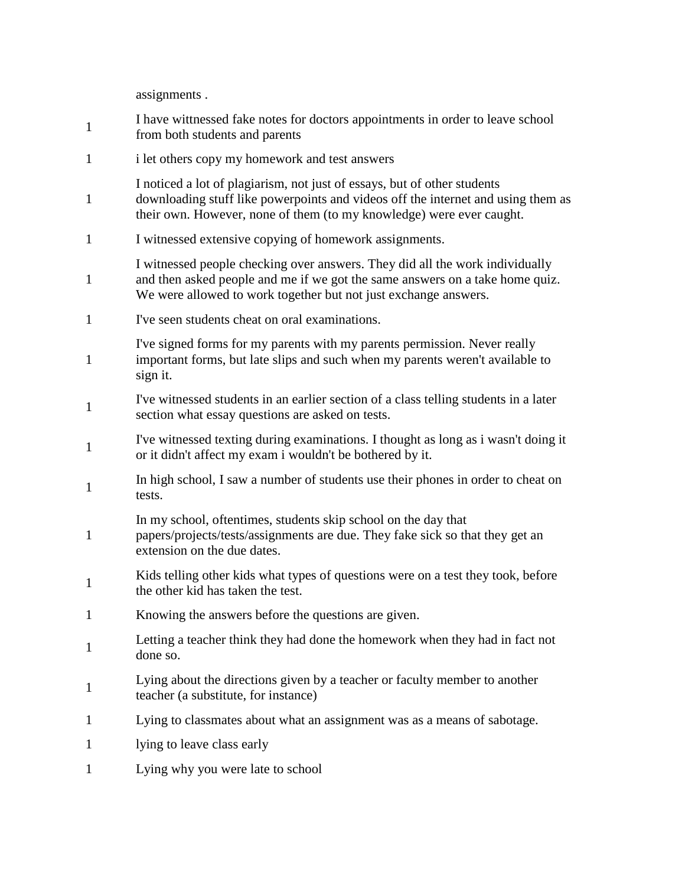| | |
|---|---|
| | assignments . |
| 1 | I have wittnessed fake notes for doctors appointments in order to leave school from both students and parents |
| 1 | i let others copy my homework and test answers |
| 1 | I noticed a lot of plagiarism, not just of essays, but of other students downloading stuff like powerpoints and videos off the internet and using them as their own. However, none of them (to my knowledge) were ever caught. |
| 1 | I witnessed extensive copying of homework assignments. |
| 1 | I witnessed people checking over answers. They did all the work individually and then asked people and me if we got the same answers on a take home quiz. We were allowed to work together but not just exchange answers. |
| 1 | I've seen students cheat on oral examinations. |
| 1 | I've signed forms for my parents with my parents permission. Never really important forms, but late slips and such when my parents weren't available to sign it. |
| 1 | I've witnessed students in an earlier section of a class telling students in a later section what essay questions are asked on tests. |
| 1 | I've witnessed texting during examinations. I thought as long as i wasn't doing it or it didn't affect my exam i wouldn't be bothered by it. |
| 1 | In high school, I saw a number of students use their phones in order to cheat on tests. |
| 1 | In my school, oftentimes, students skip school on the day that papers/projects/tests/assignments are due. They fake sick so that they get an extension on the due dates. |
| 1 | Kids telling other kids what types of questions were on a test they took, before the other kid has taken the test. |
| 1 | Knowing the answers before the questions are given. |
| 1 | Letting a teacher think they had done the homework when they had in fact not done so. |
| 1 | Lying about the directions given by a teacher or faculty member to another teacher (a substitute, for instance) |
| 1 | Lying to classmates about what an assignment was as a means of sabotage. |
| 1 | lying to leave class early |
| 1 | Lying why you were late to school |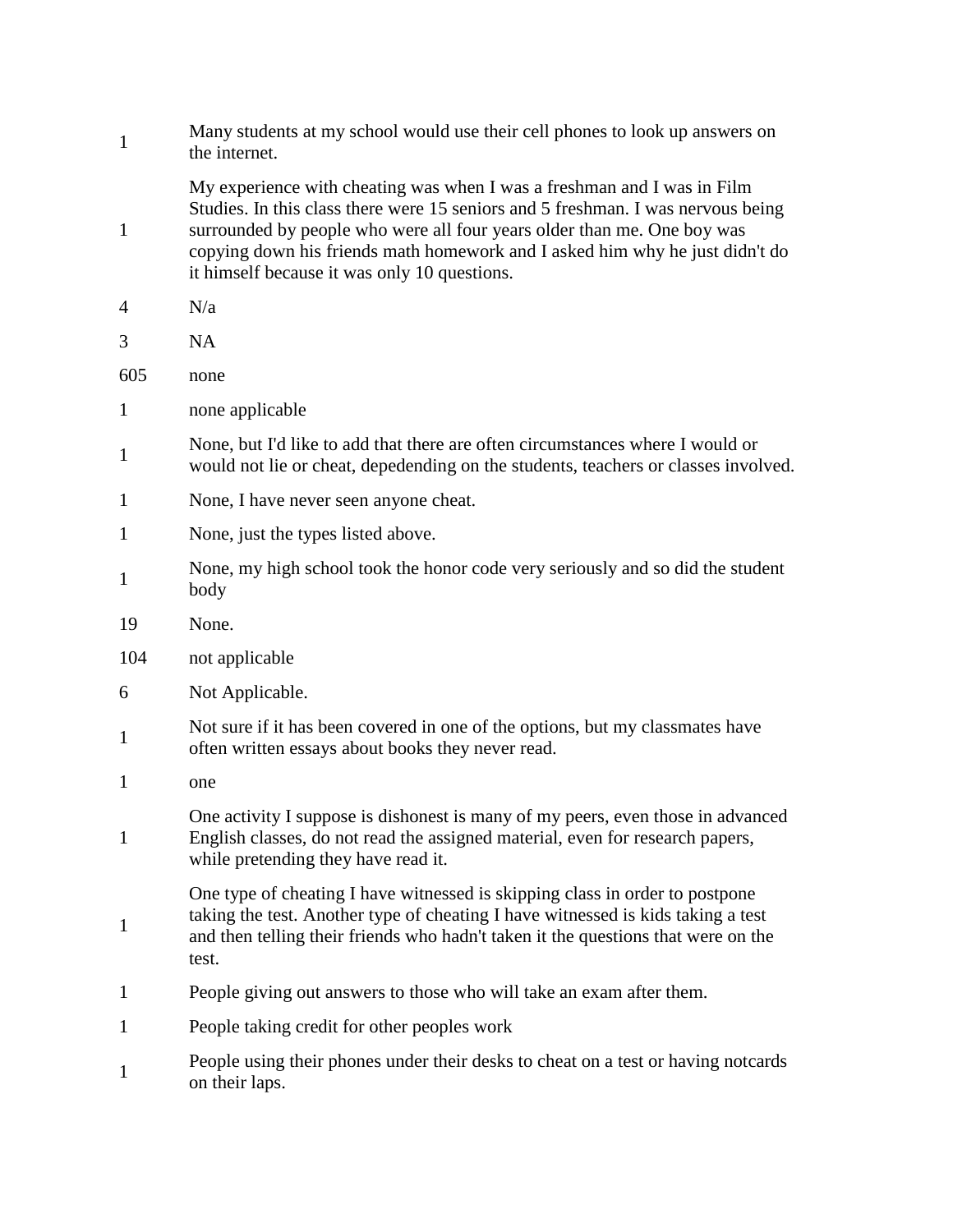| | |
|---|---|
| 1 | Many students at my school would use their cell phones to look up answers on the internet. |
| 1 | My experience with cheating was when I was a freshman and I was in Film Studies. In this class there were 15 seniors and 5 freshman. I was nervous being surrounded by people who were all four years older than me. One boy was copying down his friends math homework and I asked him why he just didn't do it himself because it was only 10 questions. |
| 4 | N/a |
| 3 | NA |
| 605 | none |
| 1 | none applicable |
| 1 | None, but I'd like to add that there are often circumstances where I would or would not lie or cheat, depedending on the students, teachers or classes involved. |
| 1 | None, I have never seen anyone cheat. |
| 1 | None, just the types listed above. |
| 1 | None, my high school took the honor code very seriously and so did the student body |
| 19 | None. |
| 104 | not applicable |
| 6 | Not Applicable. |
| 1 | Not sure if it has been covered in one of the options, but my classmates have often written essays about books they never read. |
| 1 | one |
| 1 | One activity I suppose is dishonest is many of my peers, even those in advanced English classes, do not read the assigned material, even for research papers, while pretending they have read it. |
| 1 | One type of cheating I have witnessed is skipping class in order to postpone taking the test. Another type of cheating I have witnessed is kids taking a test and then telling their friends who hadn't taken it the questions that were on the test. |
| 1 | People giving out answers to those who will take an exam after them. |
| 1 | People taking credit for other peoples work |
| 1 | People using their phones under their desks to cheat on a test or having notcards on their laps. |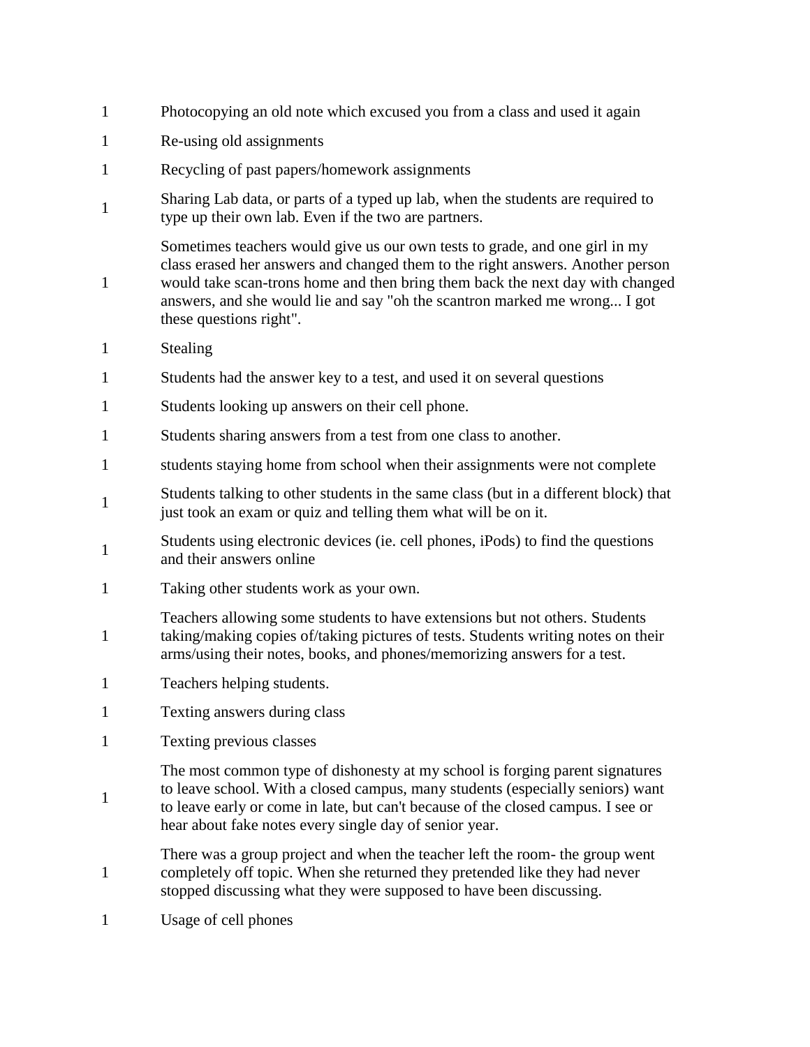| | |
|---|---|
| 1 | Photocopying an old note which excused you from a class and used it again |
| 1 | Re-using old assignments |
| 1 | Recycling of past papers/homework assignments |
| 1 | Sharing Lab data, or parts of a typed up lab, when the students are required to type up their own lab. Even if the two are partners. |
| 1 | Sometimes teachers would give us our own tests to grade, and one girl in my class erased her answers and changed them to the right answers. Another person would take scan-trons home and then bring them back the next day with changed answers, and she would lie and say "oh the scantron marked me wrong... I got these questions right". |
| 1 | Stealing |
| 1 | Students had the answer key to a test, and used it on several questions |
| 1 | Students looking up answers on their cell phone. |
| 1 | Students sharing answers from a test from one class to another. |
| 1 | students staying home from school when their assignments were not complete |
| 1 | Students talking to other students in the same class (but in a different block) that just took an exam or quiz and telling them what will be on it. |
| 1 | Students using electronic devices (ie. cell phones, iPods) to find the questions and their answers online |
| 1 | Taking other students work as your own. |
| 1 | Teachers allowing some students to have extensions but not others. Students taking/making copies of/taking pictures of tests. Students writing notes on their arms/using their notes, books, and phones/memorizing answers for a test. |
| 1 | Teachers helping students. |
| 1 | Texting answers during class |
| 1 | Texting previous classes |
| 1 | The most common type of dishonesty at my school is forging parent signatures to leave school. With a closed campus, many students (especially seniors) want to leave early or come in late, but can't because of the closed campus. I see or hear about fake notes every single day of senior year. |
| 1 | There was a group project and when the teacher left the room- the group went completely off topic. When she returned they pretended like they had never stopped discussing what they were supposed to have been discussing. |
| 1 | Usage of cell phones |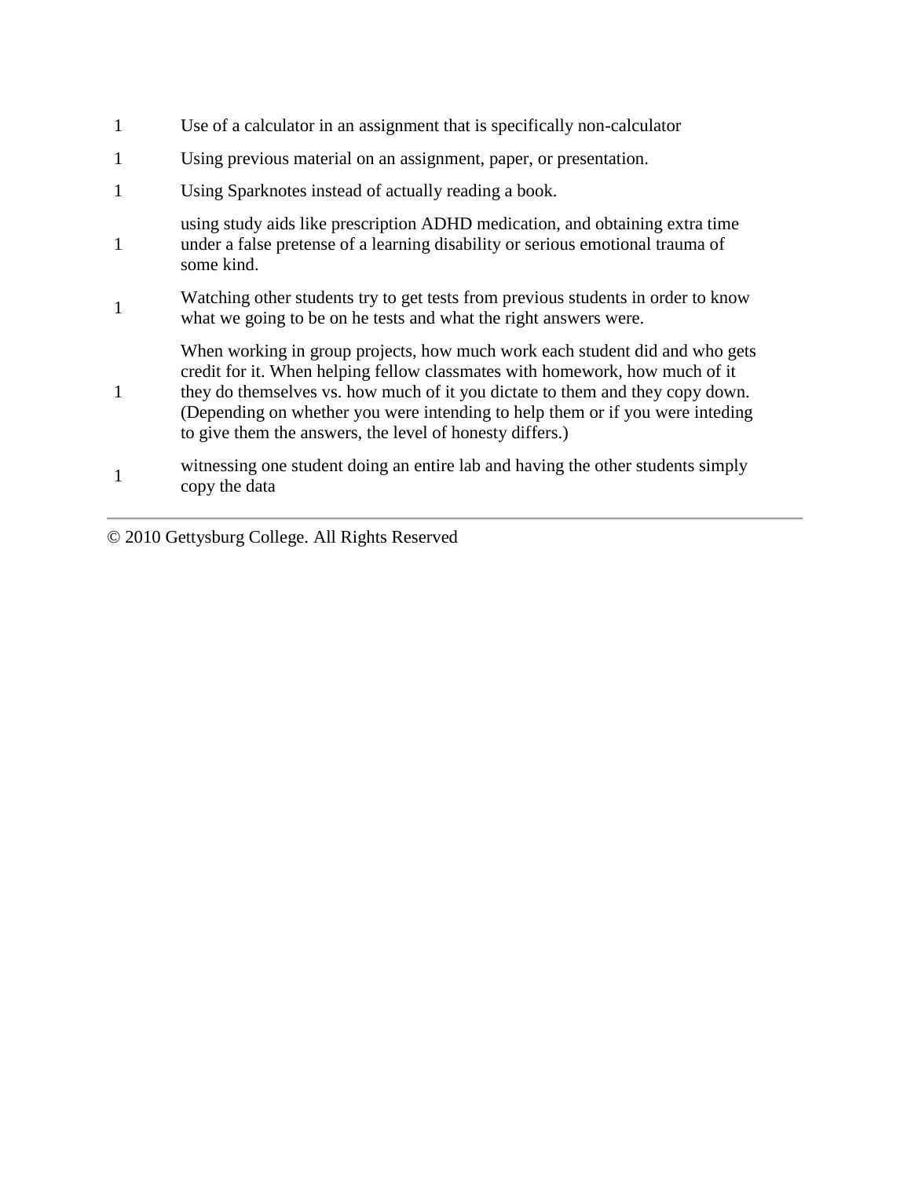| | |
|---|---|
| 1 | Use of a calculator in an assignment that is specifically non-calculator |
| 1 | Using previous material on an assignment, paper, or presentation. |
| 1 | Using Sparknotes instead of actually reading a book. |
| 1 | using study aids like prescription ADHD medication, and obtaining extra time under a false pretense of a learning disability or serious emotional trauma of some kind. |
| 1 | Watching other students try to get tests from previous students in order to know what we going to be on he tests and what the right answers were. |
| 1 | When working in group projects, how much work each student did and who gets credit for it. When helping fellow classmates with homework, how much of it they do themselves vs. how much of it you dictate to them and they copy down. (Depending on whether you were intending to help them or if you were inteding to give them the answers, the level of honesty differs.) |
| 1 | witnessing one student doing an entire lab and having the other students simply copy the data |

© 2010 Gettysburg College. All Rights Reserved